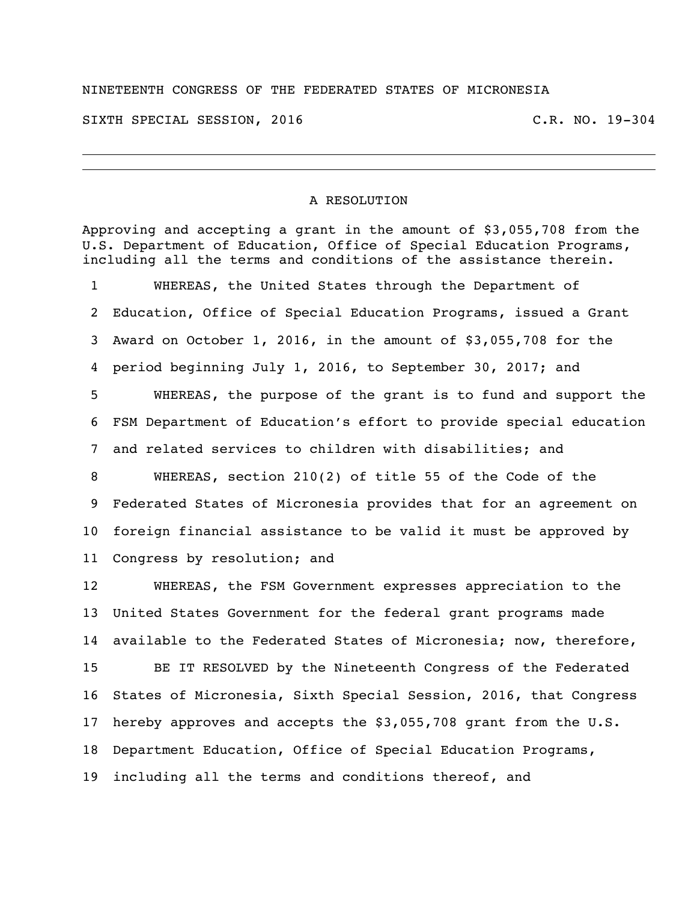NINETEENTH CONGRESS OF THE FEDERATED STATES OF MICRONESIA

SIXTH SPECIAL SESSION, 2016 C.R. NO. 19-304

---

## A RESOLUTION

Approving and accepting a grant in the amount of $3,055,708 from the U.S. Department of Education, Office of Special Education Programs, including all the terms and conditions of the assistance therein.

1 WHEREAS, the United States through the Department of
2 Education, Office of Special Education Programs, issued a Grant
3 Award on October 1, 2016, in the amount of $3,055,708 for the
4 period beginning July 1, 2016, to September 30, 2017; and
5 WHEREAS, the purpose of the grant is to fund and support the
6 FSM Department of Education's effort to provide special education
7 and related services to children with disabilities; and
8 WHEREAS, section 210(2) of title 55 of the Code of the
9 Federated States of Micronesia provides that for an agreement on
10 foreign financial assistance to be valid it must be approved by
11 Congress by resolution; and
12 WHEREAS, the FSM Government expresses appreciation to the
13 United States Government for the federal grant programs made
14 available to the Federated States of Micronesia; now, therefore,
15 BE IT RESOLVED by the Nineteenth Congress of the Federated
16 States of Micronesia, Sixth Special Session, 2016, that Congress
17 hereby approves and accepts the $3,055,708 grant from the U.S.
18 Department Education, Office of Special Education Programs,
19 including all the terms and conditions thereof, and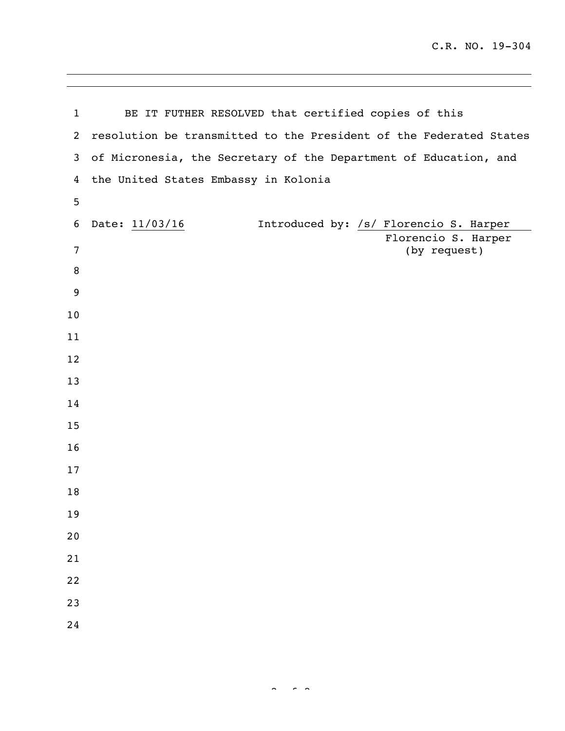BE IT FUTHER RESOLVED that certified copies of this resolution be transmitted to the President of the Federated States of Micronesia, the Secretary of the Department of Education, and the United States Embassy in Kolonia

Date: 11/03/16

Introduced by: /s/ Florencio S. Harper
Florencio S. Harper
(by request)